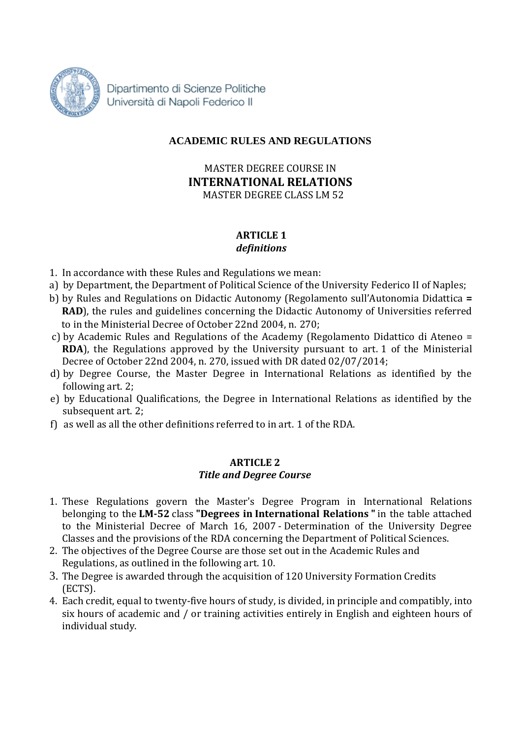Dipartimento di Scienze Politiche
Università di Napoli Federico II

# ACADEMIC RULES AND REGULATIONS

MASTER DEGREE COURSE IN
**INTERNATIONAL RELATIONS**
MASTER DEGREE CLASS LM 52

## ARTICLE 1
***definitions***

1. In accordance with these Rules and Regulations we mean:

a) by Department, the Department of Political Science of the University Federico II of Naples;

b) by Rules and Regulations on Didactic Autonomy (Regolamento sull'Autonomia Didattica **= RAD**), the rules and guidelines concerning the Didactic Autonomy of Universities referred to in the Ministerial Decree of October 22nd 2004, n. 270;

c) by Academic Rules and Regulations of the Academy (Regolamento Didattico di Ateneo = **RDA**), the Regulations approved by the University pursuant to art. 1 of the Ministerial Decree of October 22nd 2004, n. 270, issued with DR dated 02/07/2014;

d) by Degree Course, the Master Degree in International Relations as identified by the following art. 2;

e) by Educational Qualifications, the Degree in International Relations as identified by the subsequent art. 2;

f) as well as all the other definitions referred to in art. 1 of the RDA.

## ARTICLE 2
***Title and Degree Course***

1. These Regulations govern the Master's Degree Program in International Relations belonging to the **LM-52** class **"Degrees in International Relations "** in the table attached to the Ministerial Decree of March 16, 2007 - Determination of the University Degree Classes and the provisions of the RDA concerning the Department of Political Sciences.
2. The objectives of the Degree Course are those set out in the Academic Rules and Regulations, as outlined in the following art. 10.
3. The Degree is awarded through the acquisition of 120 University Formation Credits (ECTS).
4. Each credit, equal to twenty-five hours of study, is divided, in principle and compatibly, into six hours of academic and / or training activities entirely in English and eighteen hours of individual study.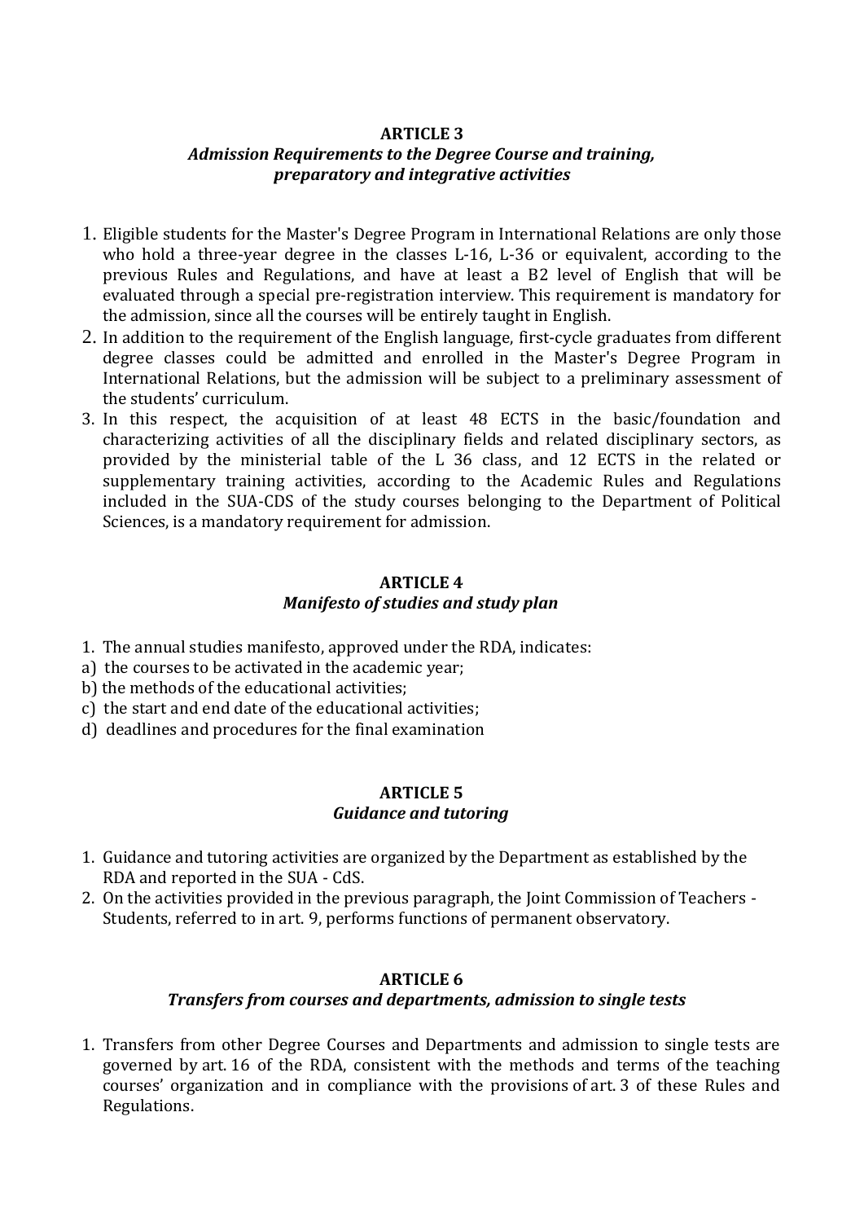## ARTICLE 3
### *Admission Requirements to the Degree Course and training, preparatory and integrative activities*

1. Eligible students for the Master's Degree Program in International Relations are only those who hold a three-year degree in the classes L-16, L-36 or equivalent, according to the previous Rules and Regulations, and have at least a B2 level of English that will be evaluated through a special pre-registration interview. This requirement is mandatory for the admission, since all the courses will be entirely taught in English.
2. In addition to the requirement of the English language, first-cycle graduates from different degree classes could be admitted and enrolled in the Master's Degree Program in International Relations, but the admission will be subject to a preliminary assessment of the students' curriculum.
3. In this respect, the acquisition of at least 48 ECTS in the basic/foundation and characterizing activities of all the disciplinary fields and related disciplinary sectors, as provided by the ministerial table of the L 36 class, and 12 ECTS in the related or supplementary training activities, according to the Academic Rules and Regulations included in the SUA-CDS of the study courses belonging to the Department of Political Sciences, is a mandatory requirement for admission.

## ARTICLE 4
### *Manifesto of studies and study plan*

1. The annual studies manifesto, approved under the RDA, indicates:

a) the courses to be activated in the academic year;
b) the methods of the educational activities;
c) the start and end date of the educational activities;
d) deadlines and procedures for the final examination

## ARTICLE 5
### *Guidance and tutoring*

1. Guidance and tutoring activities are organized by the Department as established by the RDA and reported in the SUA - CdS.
2. On the activities provided in the previous paragraph, the Joint Commission of Teachers - Students, referred to in art. 9, performs functions of permanent observatory.

## ARTICLE 6
### *Transfers from courses and departments, admission to single tests*

1. Transfers from other Degree Courses and Departments and admission to single tests are governed by art. 16 of the RDA, consistent with the methods and terms of the teaching courses' organization and in compliance with the provisions of art. 3 of these Rules and Regulations.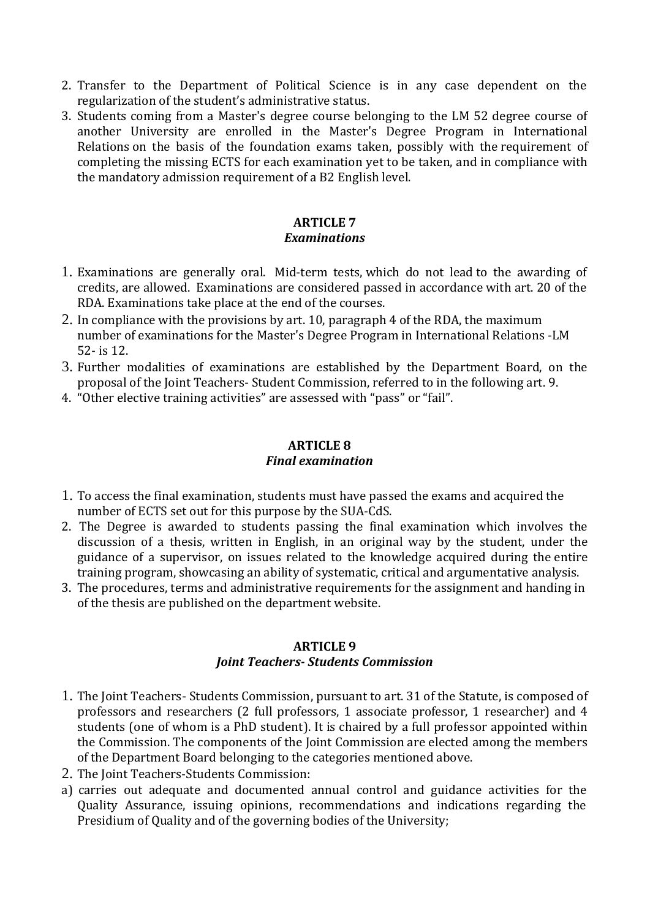2. Transfer to the Department of Political Science is in any case dependent on the regularization of the student's administrative status.
3. Students coming from a Master's degree course belonging to the LM 52 degree course of another University are enrolled in the Master's Degree Program in International Relations on the basis of the foundation exams taken, possibly with the requirement of completing the missing ECTS for each examination yet to be taken, and in compliance with the mandatory admission requirement of a B2 English level.

## ARTICLE 7
### *Examinations*

1. Examinations are generally oral. Mid-term tests, which do not lead to the awarding of credits, are allowed. Examinations are considered passed in accordance with art. 20 of the RDA. Examinations take place at the end of the courses.
2. In compliance with the provisions by art. 10, paragraph 4 of the RDA, the maximum number of examinations for the Master's Degree Program in International Relations -LM 52- is 12.
3. Further modalities of examinations are established by the Department Board, on the proposal of the Joint Teachers- Student Commission, referred to in the following art. 9.
4. "Other elective training activities" are assessed with "pass" or "fail".

## ARTICLE 8
### *Final examination*

1. To access the final examination, students must have passed the exams and acquired the number of ECTS set out for this purpose by the SUA-CdS.
2. The Degree is awarded to students passing the final examination which involves the discussion of a thesis, written in English, in an original way by the student, under the guidance of a supervisor, on issues related to the knowledge acquired during the entire training program, showcasing an ability of systematic, critical and argumentative analysis.
3. The procedures, terms and administrative requirements for the assignment and handing in of the thesis are published on the department website.

## ARTICLE 9
### *Joint Teachers- Students Commission*

1. The Joint Teachers- Students Commission, pursuant to art. 31 of the Statute, is composed of professors and researchers (2 full professors, 1 associate professor, 1 researcher) and 4 students (one of whom is a PhD student). It is chaired by a full professor appointed within the Commission. The components of the Joint Commission are elected among the members of the Department Board belonging to the categories mentioned above.
2. The Joint Teachers-Students Commission:

a) carries out adequate and documented annual control and guidance activities for the Quality Assurance, issuing opinions, recommendations and indications regarding the Presidium of Quality and of the governing bodies of the University;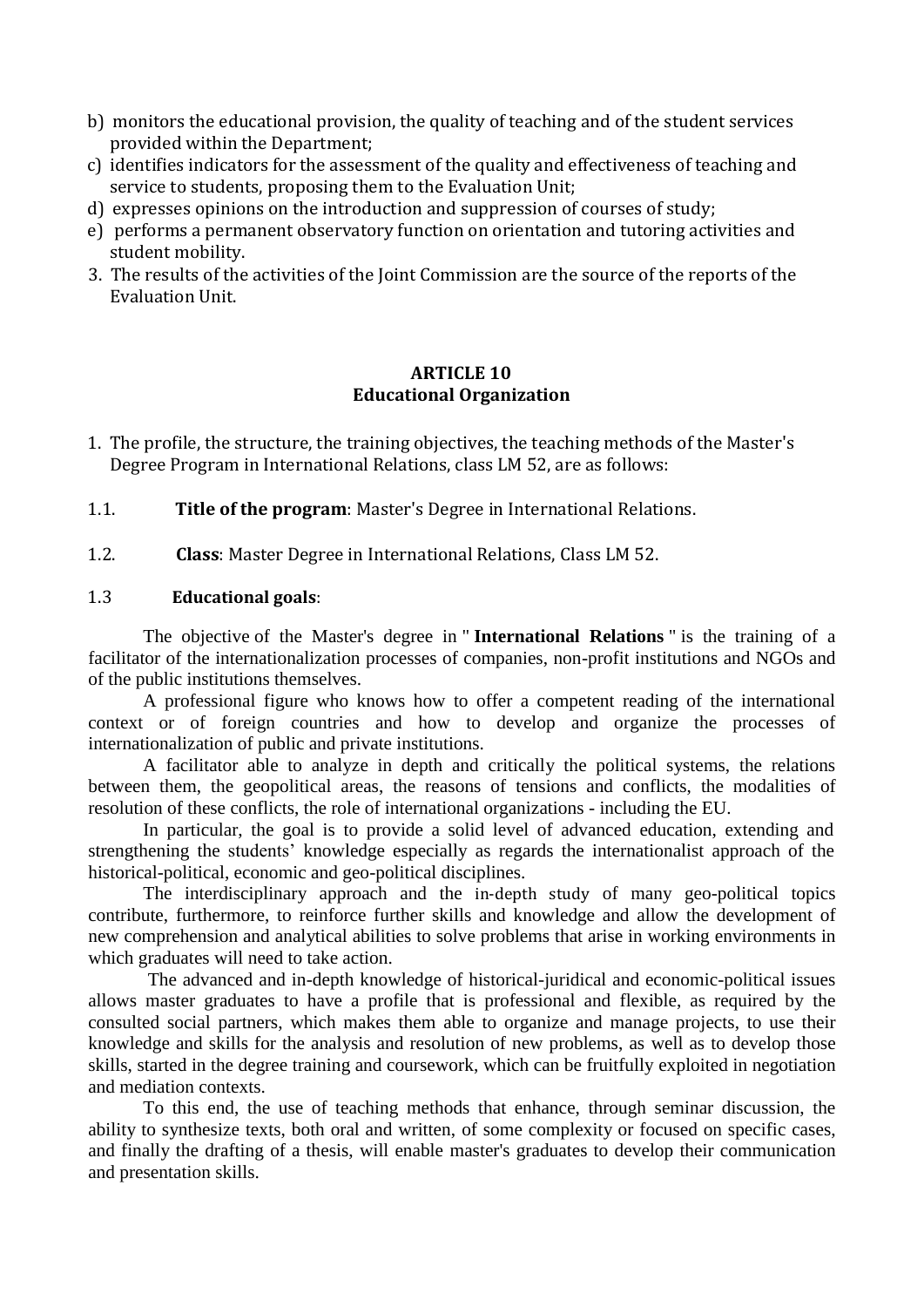b) monitors the educational provision, the quality of teaching and of the student services provided within the Department;
c) identifies indicators for the assessment of the quality and effectiveness of teaching and service to students, proposing them to the Evaluation Unit;
d) expresses opinions on the introduction and suppression of courses of study;
e) performs a permanent observatory function on orientation and tutoring activities and student mobility.

3. The results of the activities of the Joint Commission are the source of the reports of the Evaluation Unit.

## ARTICLE 10
## Educational Organization

1. The profile, the structure, the training objectives, the teaching methods of the Master's Degree Program in International Relations, class LM 52, are as follows:

1.1. **Title of the program**: Master's Degree in International Relations.

1.2. **Class**: Master Degree in International Relations, Class LM 52.

1.3 **Educational goals**:

The objective of the Master's degree in " **International Relations** " is the training of a facilitator of the internationalization processes of companies, non-profit institutions and NGOs and of the public institutions themselves.

A professional figure who knows how to offer a competent reading of the international context or of foreign countries and how to develop and organize the processes of internationalization of public and private institutions.

A facilitator able to analyze in depth and critically the political systems, the relations between them, the geopolitical areas, the reasons of tensions and conflicts, the modalities of resolution of these conflicts, the role of international organizations - including the EU.

In particular, the goal is to provide a solid level of advanced education, extending and strengthening the students' knowledge especially as regards the internationalist approach of the historical-political, economic and geo-political disciplines.

The interdisciplinary approach and the in-depth study of many geo-political topics contribute, furthermore, to reinforce further skills and knowledge and allow the development of new comprehension and analytical abilities to solve problems that arise in working environments in which graduates will need to take action.

The advanced and in-depth knowledge of historical-juridical and economic-political issues allows master graduates to have a profile that is professional and flexible, as required by the consulted social partners, which makes them able to organize and manage projects, to use their knowledge and skills for the analysis and resolution of new problems, as well as to develop those skills, started in the degree training and coursework, which can be fruitfully exploited in negotiation and mediation contexts.

To this end, the use of teaching methods that enhance, through seminar discussion, the ability to synthesize texts, both oral and written, of some complexity or focused on specific cases, and finally the drafting of a thesis, will enable master's graduates to develop their communication and presentation skills.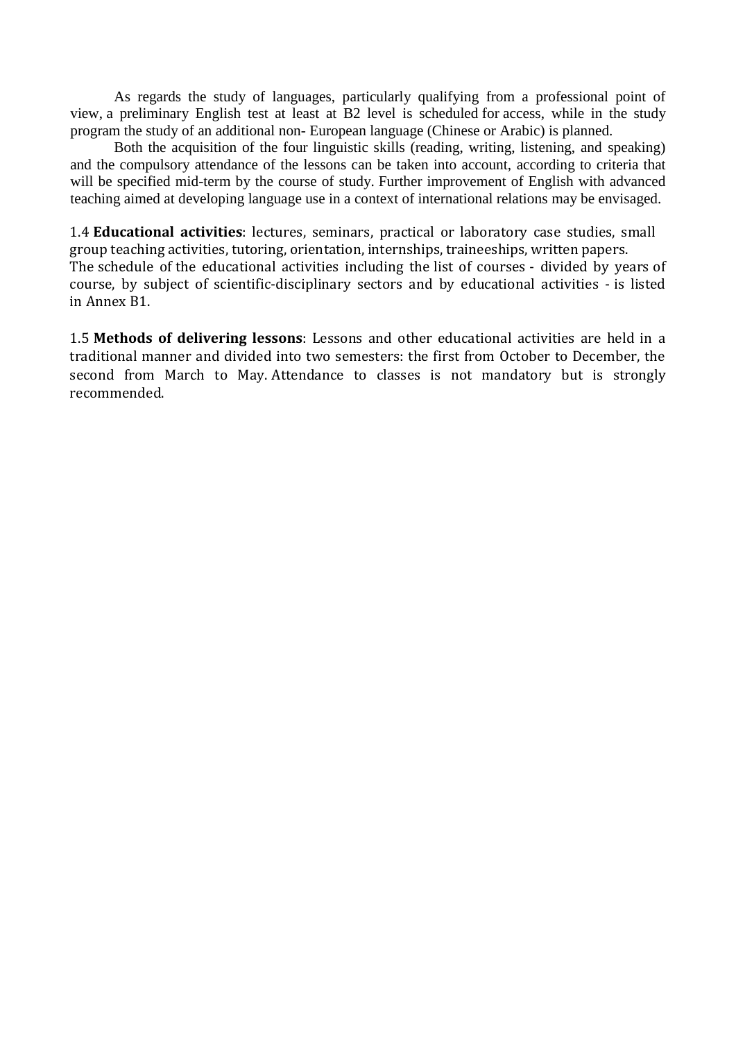As regards the study of languages, particularly qualifying from a professional point of view, a preliminary English test at least at B2 level is scheduled for access, while in the study program the study of an additional non- European language (Chinese or Arabic) is planned.

Both the acquisition of the four linguistic skills (reading, writing, listening, and speaking) and the compulsory attendance of the lessons can be taken into account, according to criteria that will be specified mid-term by the course of study. Further improvement of English with advanced teaching aimed at developing language use in a context of international relations may be envisaged.

1.4 **Educational activities**: lectures, seminars, practical or laboratory case studies, small group teaching activities, tutoring, orientation, internships, traineeships, written papers. The schedule of the educational activities including the list of courses - divided by years of course, by subject of scientific-disciplinary sectors and by educational activities - is listed in Annex B1.

1.5 **Methods of delivering lessons**: Lessons and other educational activities are held in a traditional manner and divided into two semesters: the first from October to December, the second from March to May. Attendance to classes is not mandatory but is strongly recommended.